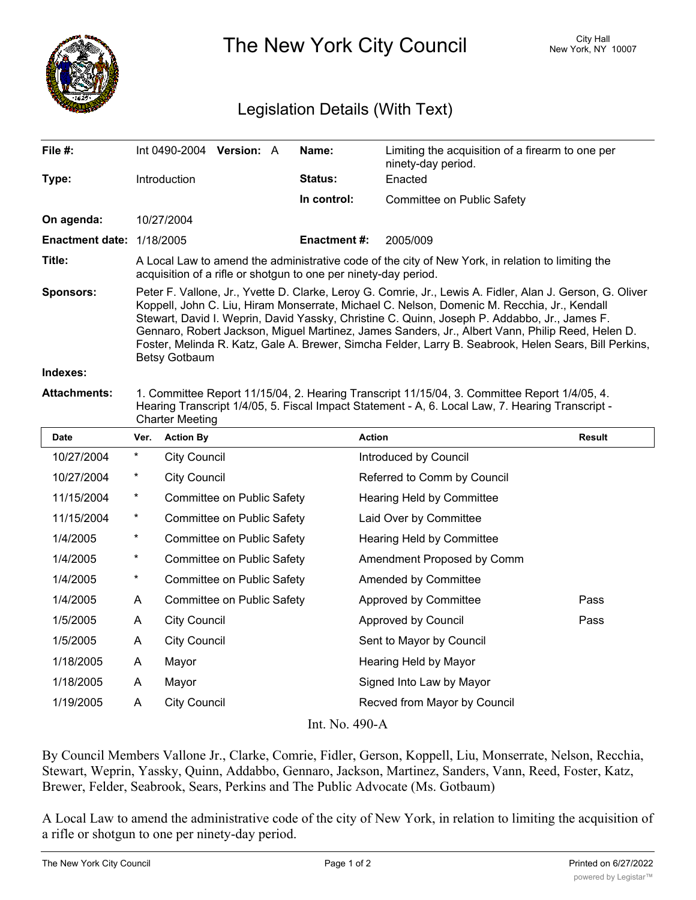# The New York City Council

City Hall
New York, NY 10007

## Legislation Details (With Text)

| | | | |
|---|---|---|---|
| **File #:** | Int 0490-2004 **Version:** A | **Name:** | Limiting the acquisition of a firearm to one per ninety-day period. |
| **Type:** | Introduction | **Status:** | Enacted |
| | | **In control:** | Committee on Public Safety |
| **On agenda:** | 10/27/2004 | | |
| **Enactment date:** | 1/18/2005 | **Enactment #:** | 2005/009 |

**Title:** A Local Law to amend the administrative code of the city of New York, in relation to limiting the acquisition of a rifle or shotgun to one per ninety-day period.

**Sponsors:** Peter F. Vallone, Jr., Yvette D. Clarke, Leroy G. Comrie, Jr., Lewis A. Fidler, Alan J. Gerson, G. Oliver Koppell, John C. Liu, Hiram Monserrate, Michael C. Nelson, Domenic M. Recchia, Jr., Kendall Stewart, David I. Weprin, David Yassky, Christine C. Quinn, Joseph P. Addabbo, Jr., James F. Gennaro, Robert Jackson, Miguel Martinez, James Sanders, Jr., Albert Vann, Philip Reed, Helen D. Foster, Melinda R. Katz, Gale A. Brewer, Simcha Felder, Larry B. Seabrook, Helen Sears, Bill Perkins, Betsy Gotbaum

**Indexes:**

**Attachments:** 1. Committee Report 11/15/04, 2. Hearing Transcript 11/15/04, 3. Committee Report 1/4/05, 4. Hearing Transcript 1/4/05, 5. Fiscal Impact Statement - A, 6. Local Law, 7. Hearing Transcript - Charter Meeting

| Date | Ver. | Action By | Action | Result |
|---|---|---|---|---|
| 10/27/2004 | * | City Council | Introduced by Council | |
| 10/27/2004 | * | City Council | Referred to Comm by Council | |
| 11/15/2004 | * | Committee on Public Safety | Hearing Held by Committee | |
| 11/15/2004 | * | Committee on Public Safety | Laid Over by Committee | |
| 1/4/2005 | * | Committee on Public Safety | Hearing Held by Committee | |
| 1/4/2005 | * | Committee on Public Safety | Amendment Proposed by Comm | |
| 1/4/2005 | * | Committee on Public Safety | Amended by Committee | |
| 1/4/2005 | A | Committee on Public Safety | Approved by Committee | Pass |
| 1/5/2005 | A | City Council | Approved by Council | Pass |
| 1/5/2005 | A | City Council | Sent to Mayor by Council | |
| 1/18/2005 | A | Mayor | Hearing Held by Mayor | |
| 1/18/2005 | A | Mayor | Signed Into Law by Mayor | |
| 1/19/2005 | A | City Council | Recved from Mayor by Council | |

Int. No. 490-A

By Council Members Vallone Jr., Clarke, Comrie, Fidler, Gerson, Koppell, Liu, Monserrate, Nelson, Recchia, Stewart, Weprin, Yassky, Quinn, Addabbo, Gennaro, Jackson, Martinez, Sanders, Vann, Reed, Foster, Katz, Brewer, Felder, Seabrook, Sears, Perkins and The Public Advocate (Ms. Gotbaum)

A Local Law to amend the administrative code of the city of New York, in relation to limiting the acquisition of a rifle or shotgun to one per ninety-day period.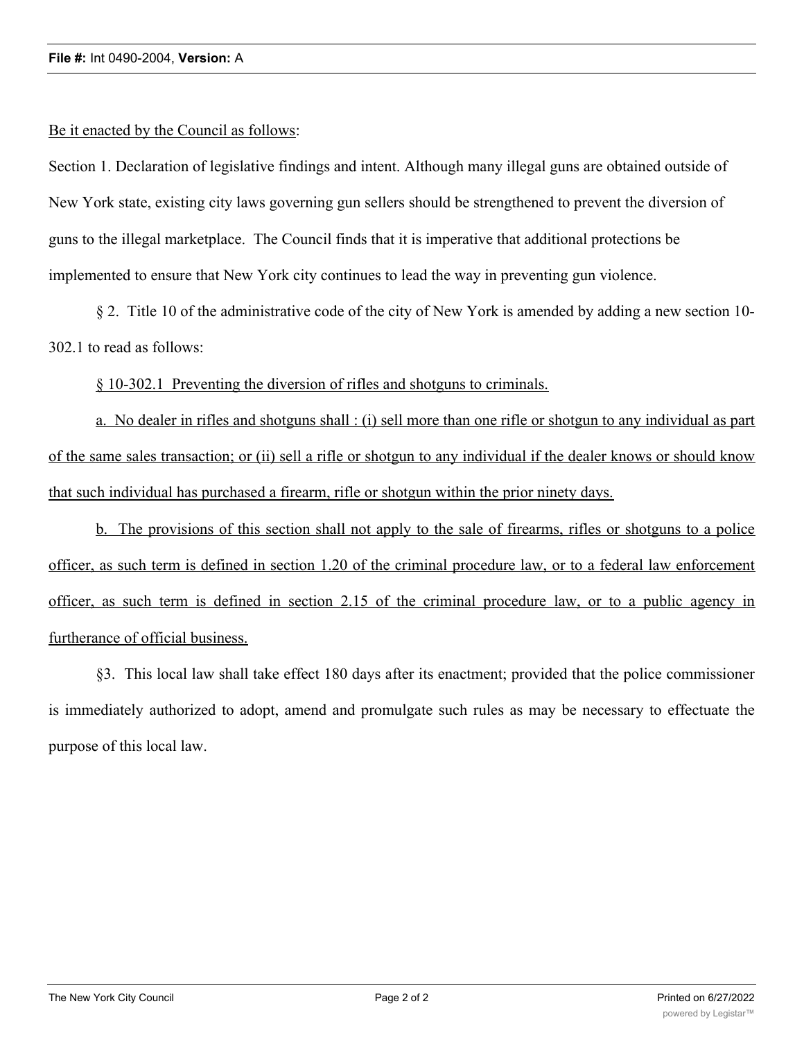Be it enacted by the Council as follows:

Section 1. Declaration of legislative findings and intent. Although many illegal guns are obtained outside of New York state, existing city laws governing gun sellers should be strengthened to prevent the diversion of guns to the illegal marketplace. The Council finds that it is imperative that additional protections be implemented to ensure that New York city continues to lead the way in preventing gun violence.

§ 2. Title 10 of the administrative code of the city of New York is amended by adding a new section 10-302.1 to read as follows:

§ 10-302.1 Preventing the diversion of rifles and shotguns to criminals.

a. No dealer in rifles and shotguns shall : (i) sell more than one rifle or shotgun to any individual as part of the same sales transaction; or (ii) sell a rifle or shotgun to any individual if the dealer knows or should know that such individual has purchased a firearm, rifle or shotgun within the prior ninety days.

b. The provisions of this section shall not apply to the sale of firearms, rifles or shotguns to a police officer, as such term is defined in section 1.20 of the criminal procedure law, or to a federal law enforcement officer, as such term is defined in section 2.15 of the criminal procedure law, or to a public agency in furtherance of official business.

§3. This local law shall take effect 180 days after its enactment; provided that the police commissioner is immediately authorized to adopt, amend and promulgate such rules as may be necessary to effectuate the purpose of this local law.